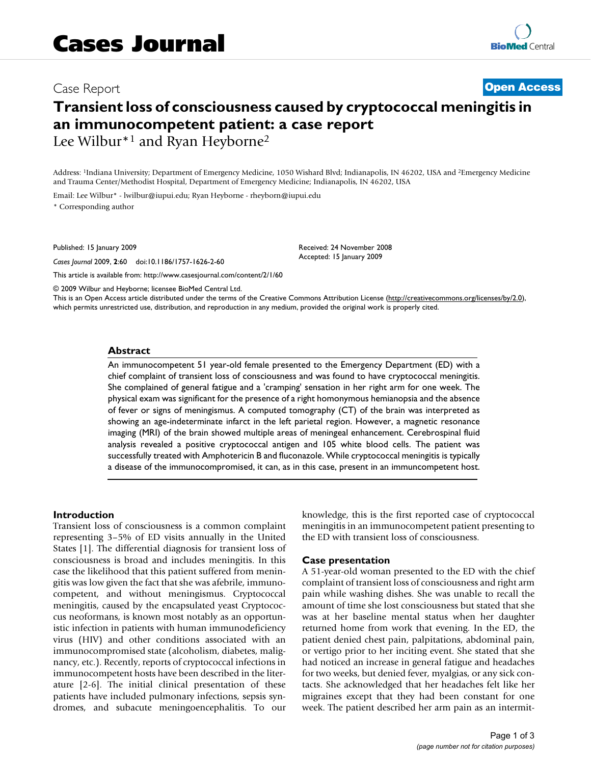# Cases Journal

Case Report

**Open Access**

# Transient loss of consciousness caused by cryptococcal meningitis in an immunocompetent patient: a case report

Lee Wilbur*[1] and Ryan Heyborne[2]

Address: [1]Indiana University; Department of Emergency Medicine, 1050 Wishard Blvd; Indianapolis, IN 46202, USA and [2]Emergency Medicine and Trauma Center/Methodist Hospital, Department of Emergency Medicine; Indianapolis, IN 46202, USA

Email: Lee Wilbur* - lwilbur@iupui.edu; Ryan Heyborne - rheyborn@iupui.edu

* Corresponding author

Published: 15 January 2009

*Cases Journal* 2009, **2**:60 doi:10.1186/1757-1626-2-60

Received: 24 November 2008
Accepted: 15 January 2009

This article is available from: http://www.casesjournal.com/content/2/1/60

© 2009 Wilbur and Heyborne; licensee BioMed Central Ltd.
This is an Open Access article distributed under the terms of the Creative Commons Attribution License (http://creativecommons.org/licenses/by/2.0), which permits unrestricted use, distribution, and reproduction in any medium, provided the original work is properly cited.

## Abstract

An immunocompetent 51 year-old female presented to the Emergency Department (ED) with a chief complaint of transient loss of consciousness and was found to have cryptococcal meningitis. She complained of general fatigue and a 'cramping' sensation in her right arm for one week. The physical exam was significant for the presence of a right homonymous hemianopsia and the absence of fever or signs of meningismus. A computed tomography (CT) of the brain was interpreted as showing an age-indeterminate infarct in the left parietal region. However, a magnetic resonance imaging (MRI) of the brain showed multiple areas of meningeal enhancement. Cerebrospinal fluid analysis revealed a positive cryptococcal antigen and 105 white blood cells. The patient was successfully treated with Amphotericin B and fluconazole. While cryptococcal meningitis is typically a disease of the immunocompromised, it can, as in this case, present in an immuncompetent host.

## Introduction

Transient loss of consciousness is a common complaint representing 3–5% of ED visits annually in the United States [1]. The differential diagnosis for transient loss of consciousness is broad and includes meningitis. In this case the likelihood that this patient suffered from meningitis was low given the fact that she was afebrile, immunocompetent, and without meningismus. Cryptococcal meningitis, caused by the encapsulated yeast Cryptococcus neoformans, is known most notably as an opportunistic infection in patients with human immunodeficiency virus (HIV) and other conditions associated with an immunocompromised state (alcoholism, diabetes, malignancy, etc.). Recently, reports of cryptococcal infections in immunocompetent hosts have been described in the literature [2-6]. The initial clinical presentation of these patients have included pulmonary infections, sepsis syndromes, and subacute meningoencephalitis. To our knowledge, this is the first reported case of cryptococcal meningitis in an immunocompetent patient presenting to the ED with transient loss of consciousness.

## Case presentation

A 51-year-old woman presented to the ED with the chief complaint of transient loss of consciousness and right arm pain while washing dishes. She was unable to recall the amount of time she lost consciousness but stated that she was at her baseline mental status when her daughter returned home from work that evening. In the ED, the patient denied chest pain, palpitations, abdominal pain, or vertigo prior to her inciting event. She stated that she had noticed an increase in general fatigue and headaches for two weeks, but denied fever, myalgias, or any sick contacts. She acknowledged that her headaches felt like her migraines except that they had been constant for one week. The patient described her arm pain as an intermit-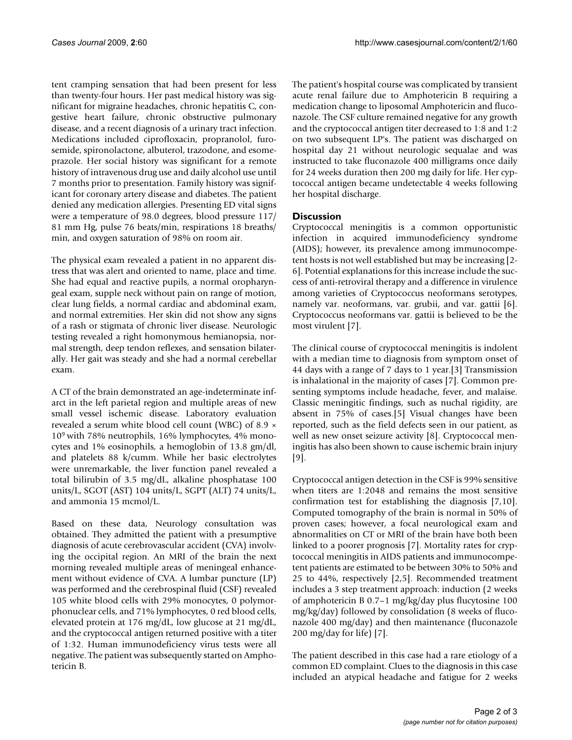tent cramping sensation that had been present for less than twenty-four hours. Her past medical history was significant for migraine headaches, chronic hepatitis C, congestive heart failure, chronic obstructive pulmonary disease, and a recent diagnosis of a urinary tract infection. Medications included ciprofloxacin, propranolol, furosemide, spironolactone, albuterol, trazodone, and esomeprazole. Her social history was significant for a remote history of intravenous drug use and daily alcohol use until 7 months prior to presentation. Family history was significant for coronary artery disease and diabetes. The patient denied any medication allergies. Presenting ED vital signs were a temperature of 98.0 degrees, blood pressure 117/81 mm Hg, pulse 76 beats/min, respirations 18 breaths/min, and oxygen saturation of 98% on room air.

The physical exam revealed a patient in no apparent distress that was alert and oriented to name, place and time. She had equal and reactive pupils, a normal oropharyngeal exam, supple neck without pain on range of motion, clear lung fields, a normal cardiac and abdominal exam, and normal extremities. Her skin did not show any signs of a rash or stigmata of chronic liver disease. Neurologic testing revealed a right homonymous hemianopsia, normal strength, deep tendon reflexes, and sensation bilaterally. Her gait was steady and she had a normal cerebellar exam.

A CT of the brain demonstrated an age-indeterminate infarct in the left parietal region and multiple areas of new small vessel ischemic disease. Laboratory evaluation revealed a serum white blood cell count (WBC) of $8.9 \times 10^9$ with 78% neutrophils, 16% lymphocytes, 4% monocytes and 1% eosinophils, a hemoglobin of 13.8 gm/dl, and platelets 88 k/cumm. While her basic electrolytes were unremarkable, the liver function panel revealed a total bilirubin of 3.5 mg/dL, alkaline phosphatase 100 units/L, SGOT (AST) 104 units/L, SGPT (ALT) 74 units/L, and ammonia 15 mcmol/L.

Based on these data, Neurology consultation was obtained. They admitted the patient with a presumptive diagnosis of acute cerebrovascular accident (CVA) involving the occipital region. An MRI of the brain the next morning revealed multiple areas of meningeal enhancement without evidence of CVA. A lumbar puncture (LP) was performed and the cerebrospinal fluid (CSF) revealed 105 white blood cells with 29% monocytes, 0 polymorphonuclear cells, and 71% lymphocytes, 0 red blood cells, elevated protein at 176 mg/dL, low glucose at 21 mg/dL, and the cryptococcal antigen returned positive with a titer of 1:32. Human immunodeficiency virus tests were all negative. The patient was subsequently started on Amphotericin B.

The patient's hospital course was complicated by transient acute renal failure due to Amphotericin B requiring a medication change to liposomal Amphotericin and fluconazole. The CSF culture remained negative for any growth and the cryptococcal antigen titer decreased to 1:8 and 1:2 on two subsequent LP's. The patient was discharged on hospital day 21 without neurologic sequalae and was instructed to take fluconazole 400 milligrams once daily for 24 weeks duration then 200 mg daily for life. Her cyptococcal antigen became undetectable 4 weeks following her hospital discharge.

## Discussion

Cryptococcal meningitis is a common opportunistic infection in acquired immunodeficiency syndrome (AIDS); however, its prevalence among immunocompetent hosts is not well established but may be increasing [2-6]. Potential explanations for this increase include the success of anti-retroviral therapy and a difference in virulence among varieties of Cryptococcus neoformans serotypes, namely var. neoformans, var. grubii, and var. gattii [6]. Cryptococcus neoformans var. gattii is believed to be the most virulent [7].

The clinical course of cryptococcal meningitis is indolent with a median time to diagnosis from symptom onset of 44 days with a range of 7 days to 1 year.[3] Transmission is inhalational in the majority of cases [7]. Common presenting symptoms include headache, fever, and malaise. Classic meningitic findings, such as nuchal rigidity, are absent in 75% of cases.[5] Visual changes have been reported, such as the field defects seen in our patient, as well as new onset seizure activity [8]. Cryptococcal meningitis has also been shown to cause ischemic brain injury [9].

Cryptococcal antigen detection in the CSF is 99% sensitive when titers are 1:2048 and remains the most sensitive confirmation test for establishing the diagnosis [7,10]. Computed tomography of the brain is normal in 50% of proven cases; however, a focal neurological exam and abnormalities on CT or MRI of the brain have both been linked to a poorer prognosis [7]. Mortality rates for cryptococcal meningitis in AIDS patients and immunocompetent patients are estimated to be between 30% to 50% and 25 to 44%, respectively [2,5]. Recommended treatment includes a 3 step treatment approach: induction (2 weeks of amphotericin B 0.7–1 mg/kg/day plus flucytosine 100 mg/kg/day) followed by consolidation (8 weeks of fluconazole 400 mg/day) and then maintenance (fluconazole 200 mg/day for life) [7].

The patient described in this case had a rare etiology of a common ED complaint. Clues to the diagnosis in this case included an atypical headache and fatigue for 2 weeks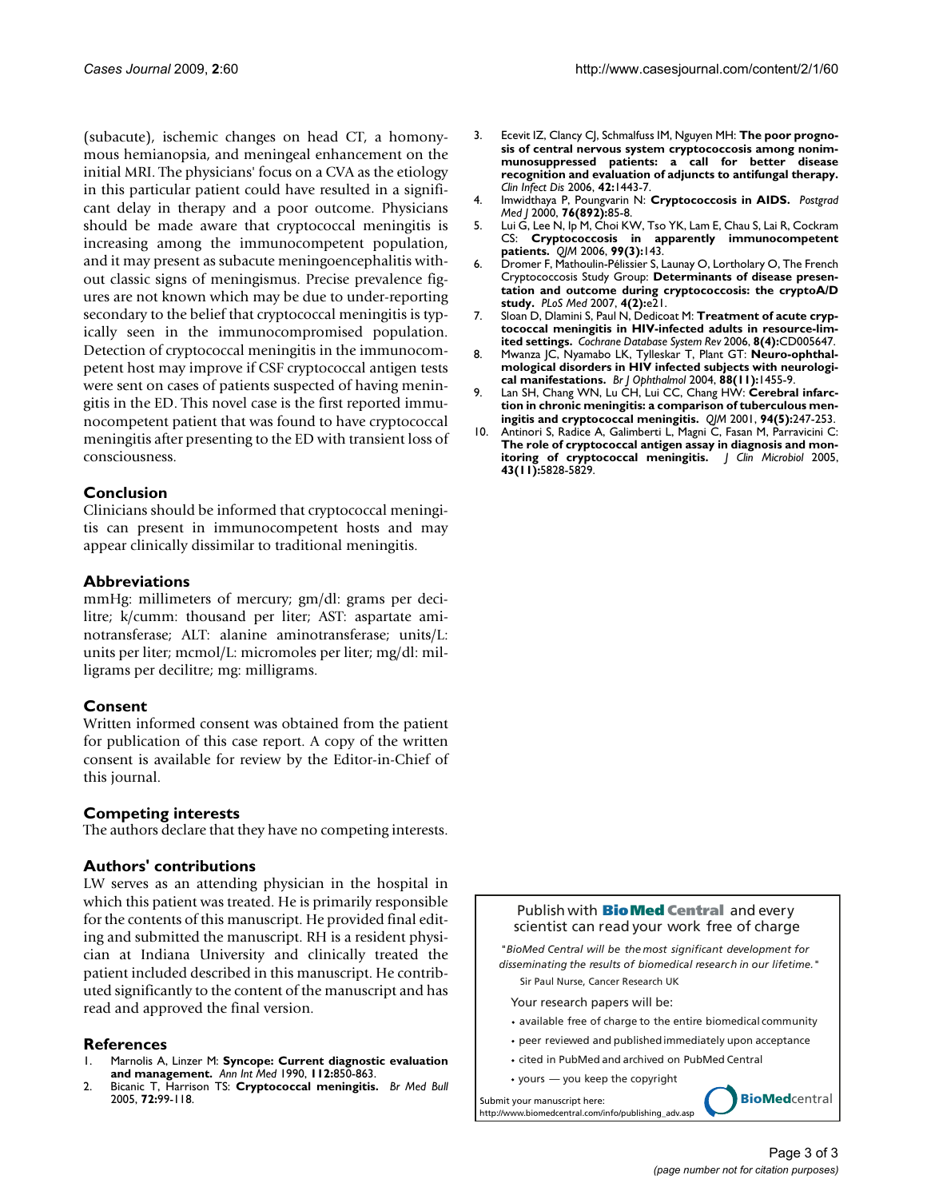(subacute), ischemic changes on head CT, a homonymous hemianopsia, and meningeal enhancement on the initial MRI. The physicians' focus on a CVA as the etiology in this particular patient could have resulted in a significant delay in therapy and a poor outcome. Physicians should be made aware that cryptococcal meningitis is increasing among the immunocompetent population, and it may present as subacute meningoencephalitis without classic signs of meningismus. Precise prevalence figures are not known which may be due to under-reporting secondary to the belief that cryptococcal meningitis is typically seen in the immunocompromised population. Detection of cryptococcal meningitis in the immunocompetent host may improve if CSF cryptococcal antigen tests were sent on cases of patients suspected of having meningitis in the ED. This novel case is the first reported immunocompetent patient that was found to have cryptococcal meningitis after presenting to the ED with transient loss of consciousness.

## Conclusion

Clinicians should be informed that cryptococcal meningitis can present in immunocompetent hosts and may appear clinically dissimilar to traditional meningitis.

## Abbreviations

mmHg: millimeters of mercury; gm/dl: grams per decilitre; k/cumm: thousand per liter; AST: aspartate aminotransferase; ALT: alanine aminotransferase; units/L: units per liter; mcmol/L: micromoles per liter; mg/dl: milligrams per decilitre; mg: milligrams.

## Consent

Written informed consent was obtained from the patient for publication of this case report. A copy of the written consent is available for review by the Editor-in-Chief of this journal.

## Competing interests

The authors declare that they have no competing interests.

## Authors' contributions

LW serves as an attending physician in the hospital in which this patient was treated. He is primarily responsible for the contents of this manuscript. He provided final editing and submitted the manuscript. RH is a resident physician at Indiana University and clinically treated the patient included described in this manuscript. He contributed significantly to the content of the manuscript and has read and approved the final version.

## References

1. Marnolis A, Linzer M: **Syncope: Current diagnostic evaluation and management.** *Ann Int Med* 1990, **112:**850-863.
2. Bicanic T, Harrison TS: **Cryptococcal meningitis.** *Br Med Bull* 2005, **72:**99-118.
3. Ecevit IZ, Clancy CJ, Schmalfuss IM, Nguyen MH: **The poor prognosis of central nervous system cryptococcosis among nonimmunosuppressed patients: a call for better disease recognition and evaluation of adjuncts to antifungal therapy.** *Clin Infect Dis* 2006, **42:**1443-7.
4. Imwidthaya P, Poungvarin N: **Cryptococcosis in AIDS.** *Postgrad Med J* 2000, **76(892):**85-8.
5. Lui G, Lee N, Ip M, Choi KW, Tso YK, Lam E, Chau S, Lai R, Cockram CS: **Cryptococcosis in apparently immunocompetent patients.** *QJM* 2006, **99(3):**143.
6. Dromer F, Mathoulin-Pélissier S, Launay O, Lortholary O, The French Cryptococcosis Study Group: **Determinants of disease presentation and outcome during cryptococcosis: the cryptoA/D study.** *PLoS Med* 2007, **4(2):**e21.
7. Sloan D, Dlamini S, Paul N, Dedicoat M: **Treatment of acute cryptococcal meningitis in HIV-infected adults in resource-limited settings.** *Cochrane Database System Rev* 2006, **8(4):**CD005647.
8. Mwanza JC, Nyamabo LK, Tylleskar T, Plant GT: **Neuro-ophthalmological disorders in HIV infected subjects with neurological manifestations.** *Br J Ophthalmol* 2004, **88(11):**1455-9.
9. Lan SH, Chang WN, Lu CH, Lui CC, Chang HW: **Cerebral infarction in chronic meningitis: a comparison of tuberculous meningitis and cryptococcal meningitis.** *QJM* 2001, **94(5):**247-253.
10. Antinori S, Radice A, Galimberti L, Magni C, Fasan M, Parravicini C: **The role of cryptococcal antigen assay in diagnosis and monitoring of cryptococcal meningitis.** *J Clin Microbiol* 2005, **43(11):**5828-5829.

Publish with **BioMed Central** and every scientist can read your work free of charge

*"BioMed Central will be the most significant development for disseminating the results of biomedical research in our lifetime."*
Sir Paul Nurse, Cancer Research UK

Your research papers will be:

- available free of charge to the entire biomedical community
- peer reviewed and published immediately upon acceptance
- cited in PubMed and archived on PubMed Central
- yours — you keep the copyright

Submit your manuscript here:
http://www.biomedcentral.com/info/publishing_adv.asp

BioMedcentral